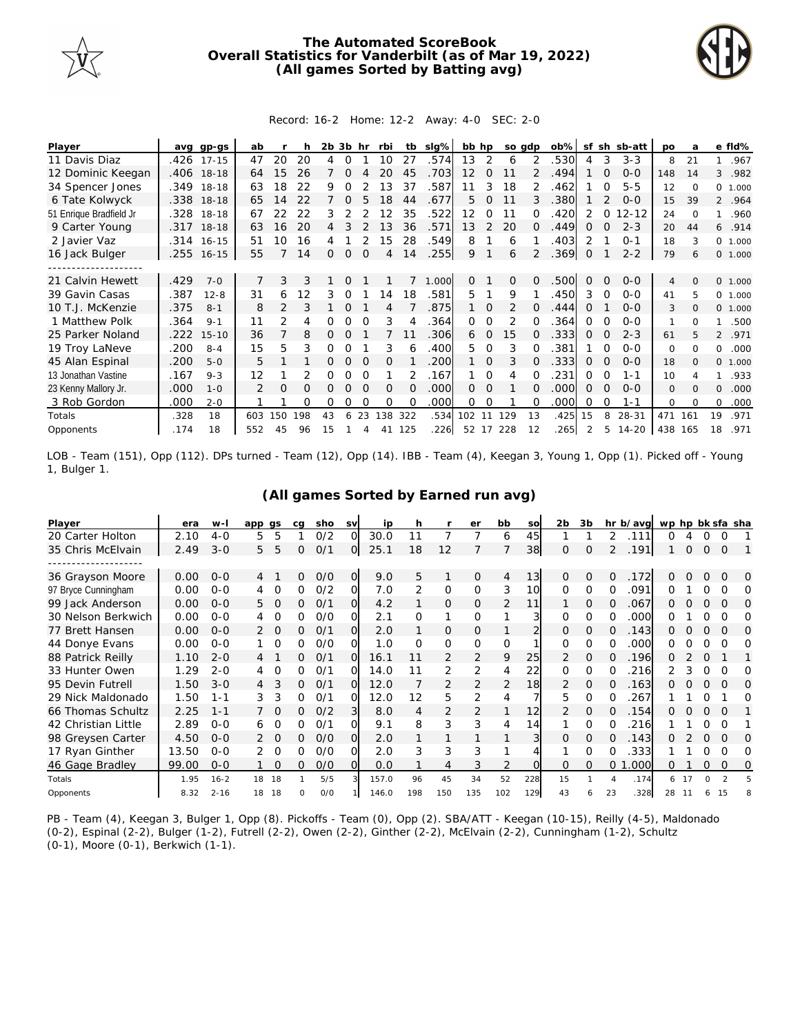# The Automated ScoreBook
## Overall Statistics for Vanderbilt (as of Mar 19, 2022)
### (All games Sorted by Batting avg)

Record: 16-2 Home: 12-2 Away: 4-0 SEC: 2-0

| Player | avg | gp-gs | ab | r | h | 2b | 3b | hr | rbi | tb | slg% | bb | hp | so | gdp | ob% | sf | sh | sb-att | po | a | e | fld% |
|---|---|---|---|---|---|---|---|---|---|---|---|---|---|---|---|---|---|---|---|---|---|---|---|
| 11 Davis Diaz | .426 | 17-15 | 47 | 20 | 20 | 4 | 0 | 1 | 10 | 27 | .574 | 13 | 2 | 6 | 2 | .530 | 4 | 3 | 3-3 | 8 | 21 | 1 | .967 |
| 12 Dominic Keegan | .406 | 18-18 | 64 | 15 | 26 | 7 | 0 | 4 | 20 | 45 | .703 | 12 | 0 | 11 | 2 | .494 | 1 | 0 | 0-0 | 148 | 14 | 3 | .982 |
| 34 Spencer Jones | .349 | 18-18 | 63 | 18 | 22 | 9 | 0 | 2 | 13 | 37 | .587 | 11 | 3 | 18 | 2 | .462 | 1 | 0 | 5-5 | 12 | 0 | 0 | 1.000 |
| 6 Tate Kolwyck | .338 | 18-18 | 65 | 14 | 22 | 7 | 0 | 5 | 18 | 44 | .677 | 5 | 0 | 11 | 3 | .380 | 1 | 2 | 0-0 | 15 | 39 | 2 | .964 |
| 51 Enrique Bradfield Jr | .328 | 18-18 | 67 | 22 | 22 | 3 | 2 | 2 | 12 | 35 | .522 | 12 | 0 | 11 | 0 | .420 | 2 | 0 | 12-12 | 24 | 0 | 1 | .960 |
| 9 Carter Young | .317 | 18-18 | 63 | 16 | 20 | 4 | 3 | 2 | 13 | 36 | .571 | 13 | 2 | 20 | 0 | .449 | 0 | 0 | 2-3 | 20 | 44 | 6 | .914 |
| 2 Javier Vaz | .314 | 16-15 | 51 | 10 | 16 | 4 | 1 | 2 | 15 | 28 | .549 | 8 | 1 | 6 | 1 | .403 | 2 | 1 | 0-1 | 18 | 3 | 0 | 1.000 |
| 16 Jack Bulger | .255 | 16-15 | 55 | 7 | 14 | 0 | 0 | 0 | 4 | 14 | .255 | 9 | 1 | 6 | 2 | .369 | 0 | 1 | 2-2 | 79 | 6 | 0 | 1.000 |
| -------------------- | | | | | | | | | | | | | | | | | | | | | | | |
| 21 Calvin Hewett | .429 | 7-0 | 7 | 3 | 3 | 1 | 0 | 1 | 1 | 7 | 1.000 | 0 | 1 | 0 | 0 | .500 | 0 | 0 | 0-0 | 4 | 0 | 0 | 1.000 |
| 39 Gavin Casas | .387 | 12-8 | 31 | 6 | 12 | 3 | 0 | 1 | 14 | 18 | .581 | 5 | 1 | 9 | 1 | .450 | 3 | 0 | 0-0 | 41 | 5 | 0 | 1.000 |
| 10 T.J. McKenzie | .375 | 8-1 | 8 | 2 | 3 | 1 | 0 | 1 | 4 | 7 | .875 | 1 | 0 | 2 | 0 | .444 | 0 | 1 | 0-0 | 3 | 0 | 0 | 1.000 |
| 1 Matthew Polk | .364 | 9-1 | 11 | 2 | 4 | 0 | 0 | 0 | 3 | 4 | .364 | 0 | 0 | 2 | 0 | .364 | 0 | 0 | 0-0 | 1 | 0 | 1 | .500 |
| 25 Parker Noland | .222 | 15-10 | 36 | 7 | 8 | 0 | 0 | 1 | 7 | 11 | .306 | 6 | 0 | 15 | 0 | .333 | 0 | 0 | 2-3 | 61 | 5 | 2 | .971 |
| 19 Troy LaNeve | .200 | 8-4 | 15 | 5 | 3 | 0 | 0 | 1 | 3 | 6 | .400 | 5 | 0 | 3 | 0 | .381 | 1 | 0 | 0-0 | 0 | 0 | 0 | .000 |
| 45 Alan Espinal | .200 | 5-0 | 5 | 1 | 1 | 0 | 0 | 0 | 0 | 1 | .200 | 1 | 0 | 3 | 0 | .333 | 0 | 0 | 0-0 | 18 | 0 | 0 | 1.000 |
| 13 Jonathan Vastine | .167 | 9-3 | 12 | 1 | 2 | 0 | 0 | 0 | 1 | 2 | .167 | 1 | 0 | 4 | 0 | .231 | 0 | 0 | 1-1 | 10 | 4 | 1 | .933 |
| 23 Kenny Mallory Jr. | .000 | 1-0 | 2 | 0 | 0 | 0 | 0 | 0 | 0 | 0 | .000 | 0 | 0 | 1 | 0 | .000 | 0 | 0 | 0-0 | 0 | 0 | 0 | .000 |
| 3 Rob Gordon | .000 | 2-0 | 1 | 1 | 0 | 0 | 0 | 0 | 0 | 0 | .000 | 0 | 0 | 1 | 0 | .000 | 0 | 0 | 1-1 | 0 | 0 | 0 | .000 |
| Totals | .328 | 18 | 603 | 150 | 198 | 43 | 6 | 23 | 138 | 322 | .534 | 102 | 11 | 129 | 13 | .425 | 15 | 8 | 28-31 | 471 | 161 | 19 | .971 |
| Opponents | .174 | 18 | 552 | 45 | 96 | 15 | 1 | 4 | 41 | 125 | .226 | 52 | 17 | 228 | 12 | .265 | 2 | 5 | 14-20 | 438 | 165 | 18 | .971 |

LOB - Team (151), Opp (112). DPs turned - Team (12), Opp (14). IBB - Team (4), Keegan 3, Young 1, Opp (1). Picked off - Young 1, Bulger 1.

### (All games Sorted by Earned run avg)

| Player | era | w-l | app | gs | cg | sho | sv | ip | h | r | er | bb | so | 2b | 3b | hr | b/avg | wp | hp | bk | sfa | sha |
|---|---|---|---|---|---|---|---|---|---|---|---|---|---|---|---|---|---|---|---|---|---|---|
| 20 Carter Holton | 2.10 | 4-0 | 5 | 5 | 1 | 0/2 | 0 | 30.0 | 11 | 7 | 7 | 6 | 45 | 1 | 1 | 2 | .111 | 0 | 4 | 0 | 0 | 1 |
| 35 Chris McElvain | 2.49 | 3-0 | 5 | 5 | 0 | 0/1 | 0 | 25.1 | 18 | 12 | 7 | 7 | 38 | 0 | 0 | 2 | .191 | 1 | 0 | 0 | 0 | 1 |
| -------------------- | | | | | | | | | | | | | | | | | | | | | | |
| 36 Grayson Moore | 0.00 | 0-0 | 4 | 1 | 0 | 0/0 | 0 | 9.0 | 5 | 1 | 0 | 4 | 13 | 0 | 0 | 0 | .172 | 0 | 0 | 0 | 0 | 0 |
| 97 Bryce Cunningham | 0.00 | 0-0 | 4 | 0 | 0 | 0/2 | 0 | 7.0 | 2 | 0 | 0 | 3 | 10 | 0 | 0 | 0 | .091 | 0 | 1 | 0 | 0 | 0 |
| 99 Jack Anderson | 0.00 | 0-0 | 5 | 0 | 0 | 0/1 | 0 | 4.2 | 1 | 0 | 0 | 2 | 11 | 1 | 0 | 0 | .067 | 0 | 0 | 0 | 0 | 0 |
| 30 Nelson Berkwich | 0.00 | 0-0 | 4 | 0 | 0 | 0/0 | 0 | 2.1 | 0 | 1 | 0 | 1 | 3 | 0 | 0 | 0 | .000 | 0 | 1 | 0 | 0 | 0 |
| 77 Brett Hansen | 0.00 | 0-0 | 2 | 0 | 0 | 0/1 | 0 | 2.0 | 1 | 0 | 0 | 1 | 2 | 0 | 0 | 0 | .143 | 0 | 0 | 0 | 0 | 0 |
| 44 Donye Evans | 0.00 | 0-0 | 1 | 0 | 0 | 0/0 | 0 | 1.0 | 0 | 0 | 0 | 0 | 1 | 0 | 0 | 0 | .000 | 0 | 0 | 0 | 0 | 0 |
| 88 Patrick Reilly | 1.10 | 2-0 | 4 | 1 | 0 | 0/1 | 0 | 16.1 | 11 | 2 | 2 | 9 | 25 | 2 | 0 | 0 | .196 | 0 | 2 | 0 | 1 | 1 |
| 33 Hunter Owen | 1.29 | 2-0 | 4 | 0 | 0 | 0/1 | 0 | 14.0 | 11 | 2 | 2 | 4 | 22 | 0 | 0 | 0 | .216 | 2 | 3 | 0 | 0 | 0 |
| 95 Devin Futrell | 1.50 | 3-0 | 4 | 3 | 0 | 0/1 | 0 | 12.0 | 7 | 2 | 2 | 2 | 18 | 2 | 0 | 0 | .163 | 0 | 0 | 0 | 0 | 0 |
| 29 Nick Maldonado | 1.50 | 1-1 | 3 | 3 | 0 | 0/1 | 0 | 12.0 | 12 | 5 | 2 | 4 | 7 | 5 | 0 | 0 | .267 | 1 | 1 | 0 | 1 | 0 |
| 66 Thomas Schultz | 2.25 | 1-1 | 7 | 0 | 0 | 0/2 | 3 | 8.0 | 4 | 2 | 2 | 1 | 12 | 2 | 0 | 0 | .154 | 0 | 0 | 0 | 0 | 1 |
| 42 Christian Little | 2.89 | 0-0 | 6 | 0 | 0 | 0/1 | 0 | 9.1 | 8 | 3 | 3 | 4 | 14 | 1 | 0 | 0 | .216 | 1 | 1 | 0 | 0 | 1 |
| 98 Greysen Carter | 4.50 | 0-0 | 2 | 0 | 0 | 0/0 | 0 | 2.0 | 1 | 1 | 1 | 1 | 3 | 0 | 0 | 0 | .143 | 0 | 2 | 0 | 0 | 0 |
| 17 Ryan Ginther | 13.50 | 0-0 | 2 | 0 | 0 | 0/0 | 0 | 2.0 | 3 | 3 | 3 | 1 | 4 | 1 | 0 | 0 | .333 | 1 | 1 | 0 | 0 | 0 |
| 46 Gage Bradley | 99.00 | 0-0 | 1 | 0 | 0 | 0/0 | 0 | 0.0 | 1 | 4 | 3 | 2 | 0 | 0 | 0 | 0 | 1.000 | 0 | 1 | 0 | 0 | 0 |
| Totals | 1.95 | 16-2 | 18 | 18 | 1 | 5/5 | 3 | 157.0 | 96 | 45 | 34 | 52 | 228 | 15 | 1 | 4 | .174 | 6 | 17 | 0 | 2 | 5 |
| Opponents | 8.32 | 2-16 | 18 | 18 | 0 | 0/0 | 1 | 146.0 | 198 | 150 | 135 | 102 | 129 | 43 | 6 | 23 | .328 | 28 | 11 | 6 | 15 | 8 |

PB - Team (4), Keegan 3, Bulger 1, Opp (8). Pickoffs - Team (0), Opp (2). SBA/ATT - Keegan (10-15), Reilly (4-5), Maldonado (0-2), Espinal (2-2), Bulger (1-2), Futrell (2-2), Owen (2-2), Ginther (2-2), McElvain (2-2), Cunningham (1-2), Schultz (0-1), Moore (0-1), Berkwich (1-1).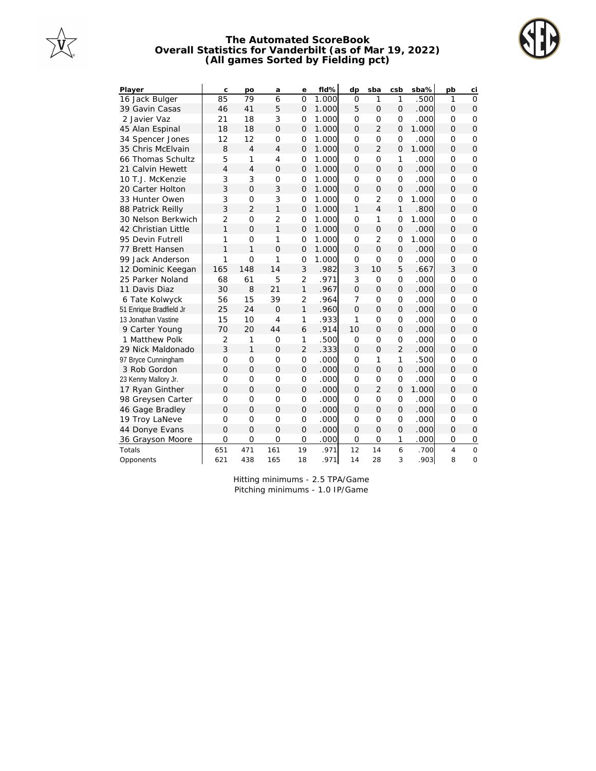# The Automated ScoreBook
## Overall Statistics for Vanderbilt (as of Mar 19, 2022)
### (All games Sorted by Fielding pct)

| Player | c | po | a | e | fld% | dp | sba | csb | sba% | pb | ci |
|---|---|---|---|---|---|---|---|---|---|---|---|
| 16 Jack Bulger | 85 | 79 | 6 | 0 | 1.000 | 0 | 1 | 1 | .500 | 1 | 0 |
| 39 Gavin Casas | 46 | 41 | 5 | 0 | 1.000 | 5 | 0 | 0 | .000 | 0 | 0 |
| 2 Javier Vaz | 21 | 18 | 3 | 0 | 1.000 | 0 | 0 | 0 | .000 | 0 | 0 |
| 45 Alan Espinal | 18 | 18 | 0 | 0 | 1.000 | 0 | 2 | 0 | 1.000 | 0 | 0 |
| 34 Spencer Jones | 12 | 12 | 0 | 0 | 1.000 | 0 | 0 | 0 | .000 | 0 | 0 |
| 35 Chris McElvain | 8 | 4 | 4 | 0 | 1.000 | 0 | 2 | 0 | 1.000 | 0 | 0 |
| 66 Thomas Schultz | 5 | 1 | 4 | 0 | 1.000 | 0 | 0 | 1 | .000 | 0 | 0 |
| 21 Calvin Hewett | 4 | 4 | 0 | 0 | 1.000 | 0 | 0 | 0 | .000 | 0 | 0 |
| 10 T.J. McKenzie | 3 | 3 | 0 | 0 | 1.000 | 0 | 0 | 0 | .000 | 0 | 0 |
| 20 Carter Holton | 3 | 0 | 3 | 0 | 1.000 | 0 | 0 | 0 | .000 | 0 | 0 |
| 33 Hunter Owen | 3 | 0 | 3 | 0 | 1.000 | 0 | 2 | 0 | 1.000 | 0 | 0 |
| 88 Patrick Reilly | 3 | 2 | 1 | 0 | 1.000 | 1 | 4 | 1 | .800 | 0 | 0 |
| 30 Nelson Berkwich | 2 | 0 | 2 | 0 | 1.000 | 0 | 1 | 0 | 1.000 | 0 | 0 |
| 42 Christian Little | 1 | 0 | 1 | 0 | 1.000 | 0 | 0 | 0 | .000 | 0 | 0 |
| 95 Devin Futrell | 1 | 0 | 1 | 0 | 1.000 | 0 | 2 | 0 | 1.000 | 0 | 0 |
| 77 Brett Hansen | 1 | 1 | 0 | 0 | 1.000 | 0 | 0 | 0 | .000 | 0 | 0 |
| 99 Jack Anderson | 1 | 0 | 1 | 0 | 1.000 | 0 | 0 | 0 | .000 | 0 | 0 |
| 12 Dominic Keegan | 165 | 148 | 14 | 3 | .982 | 3 | 10 | 5 | .667 | 3 | 0 |
| 25 Parker Noland | 68 | 61 | 5 | 2 | .971 | 3 | 0 | 0 | .000 | 0 | 0 |
| 11 Davis Diaz | 30 | 8 | 21 | 1 | .967 | 0 | 0 | 0 | .000 | 0 | 0 |
| 6 Tate Kolwyck | 56 | 15 | 39 | 2 | .964 | 7 | 0 | 0 | .000 | 0 | 0 |
| 51 Enrique Bradfield Jr | 25 | 24 | 0 | 1 | .960 | 0 | 0 | 0 | .000 | 0 | 0 |
| 13 Jonathan Vastine | 15 | 10 | 4 | 1 | .933 | 1 | 0 | 0 | .000 | 0 | 0 |
| 9 Carter Young | 70 | 20 | 44 | 6 | .914 | 10 | 0 | 0 | .000 | 0 | 0 |
| 1 Matthew Polk | 2 | 1 | 0 | 1 | .500 | 0 | 0 | 0 | .000 | 0 | 0 |
| 29 Nick Maldonado | 3 | 1 | 0 | 2 | .333 | 0 | 0 | 2 | .000 | 0 | 0 |
| 97 Bryce Cunningham | 0 | 0 | 0 | 0 | .000 | 0 | 1 | 1 | .500 | 0 | 0 |
| 3 Rob Gordon | 0 | 0 | 0 | 0 | .000 | 0 | 0 | 0 | .000 | 0 | 0 |
| 23 Kenny Mallory Jr. | 0 | 0 | 0 | 0 | .000 | 0 | 0 | 0 | .000 | 0 | 0 |
| 17 Ryan Ginther | 0 | 0 | 0 | 0 | .000 | 0 | 2 | 0 | 1.000 | 0 | 0 |
| 98 Greysen Carter | 0 | 0 | 0 | 0 | .000 | 0 | 0 | 0 | .000 | 0 | 0 |
| 46 Gage Bradley | 0 | 0 | 0 | 0 | .000 | 0 | 0 | 0 | .000 | 0 | 0 |
| 19 Troy LaNeve | 0 | 0 | 0 | 0 | .000 | 0 | 0 | 0 | .000 | 0 | 0 |
| 44 Donye Evans | 0 | 0 | 0 | 0 | .000 | 0 | 0 | 0 | .000 | 0 | 0 |
| 36 Grayson Moore | 0 | 0 | 0 | 0 | .000 | 0 | 0 | 1 | .000 | 0 | 0 |
| Totals | 651 | 471 | 161 | 19 | .971 | 12 | 14 | 6 | .700 | 4 | 0 |
| Opponents | 621 | 438 | 165 | 18 | .971 | 14 | 28 | 3 | .903 | 8 | 0 |

Hitting minimums - 2.5 TPA/Game
Pitching minimums - 1.0 IP/Game